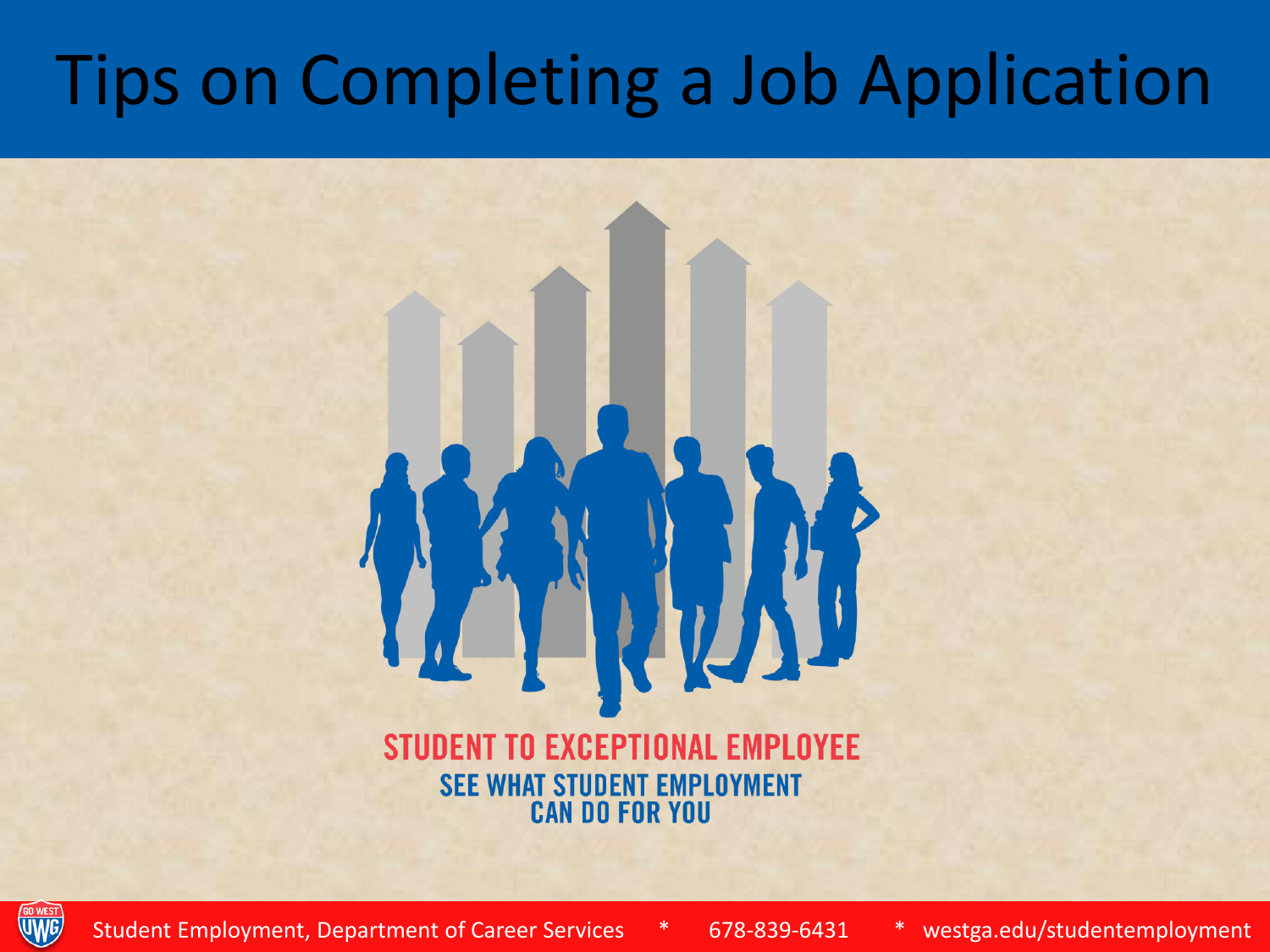# Tips on Completing a Job Application

STUDENT TO EXCEPTIONAL EMPLOYEE

SEE WHAT STUDENT EMPLOYMENT CAN DO FOR YOU

Student Employment, Department of Career Services * 678-839-6431 * westga.edu/studentemployment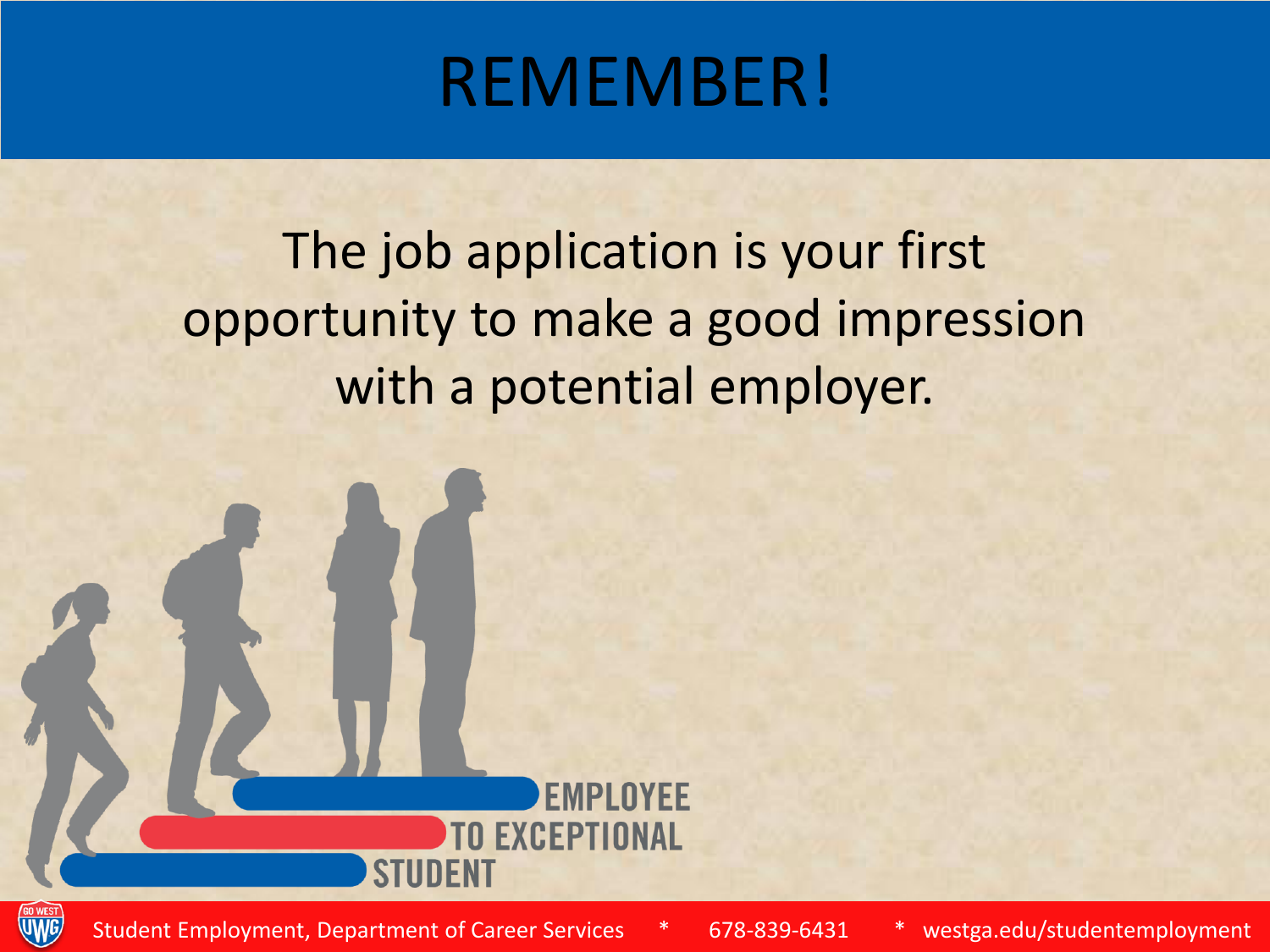# REMEMBER!

The job application is your first opportunity to make a good impression with a potential employer.

STUDENT TO EXCEPTIONAL EMPLOYEE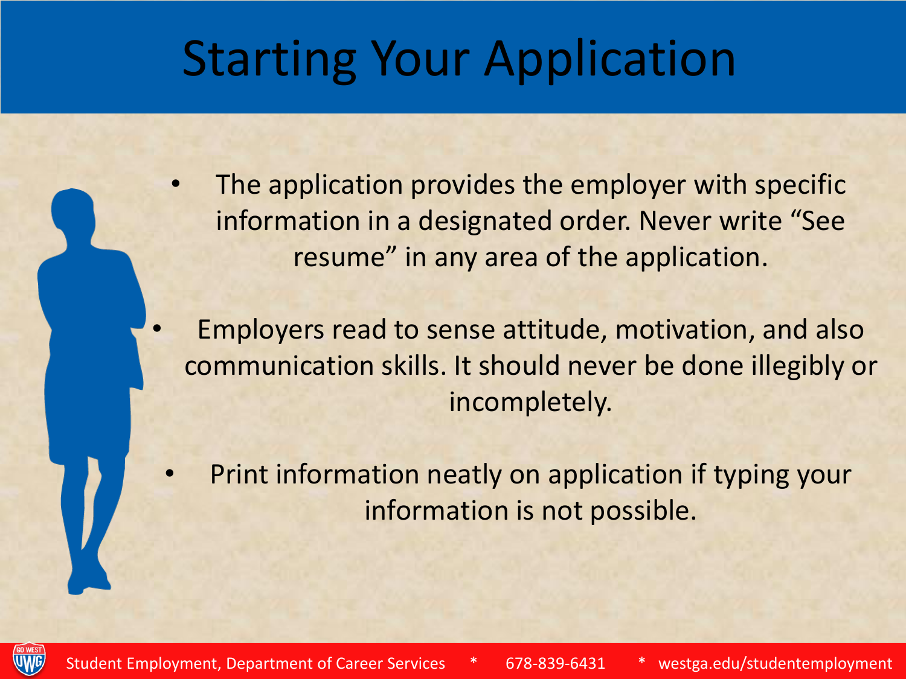# Starting Your Application

- The application provides the employer with specific information in a designated order. Never write "See resume" in any area of the application.
- Employers read to sense attitude, motivation, and also communication skills. It should never be done illegibly or incompletely.
- Print information neatly on application if typing your information is not possible.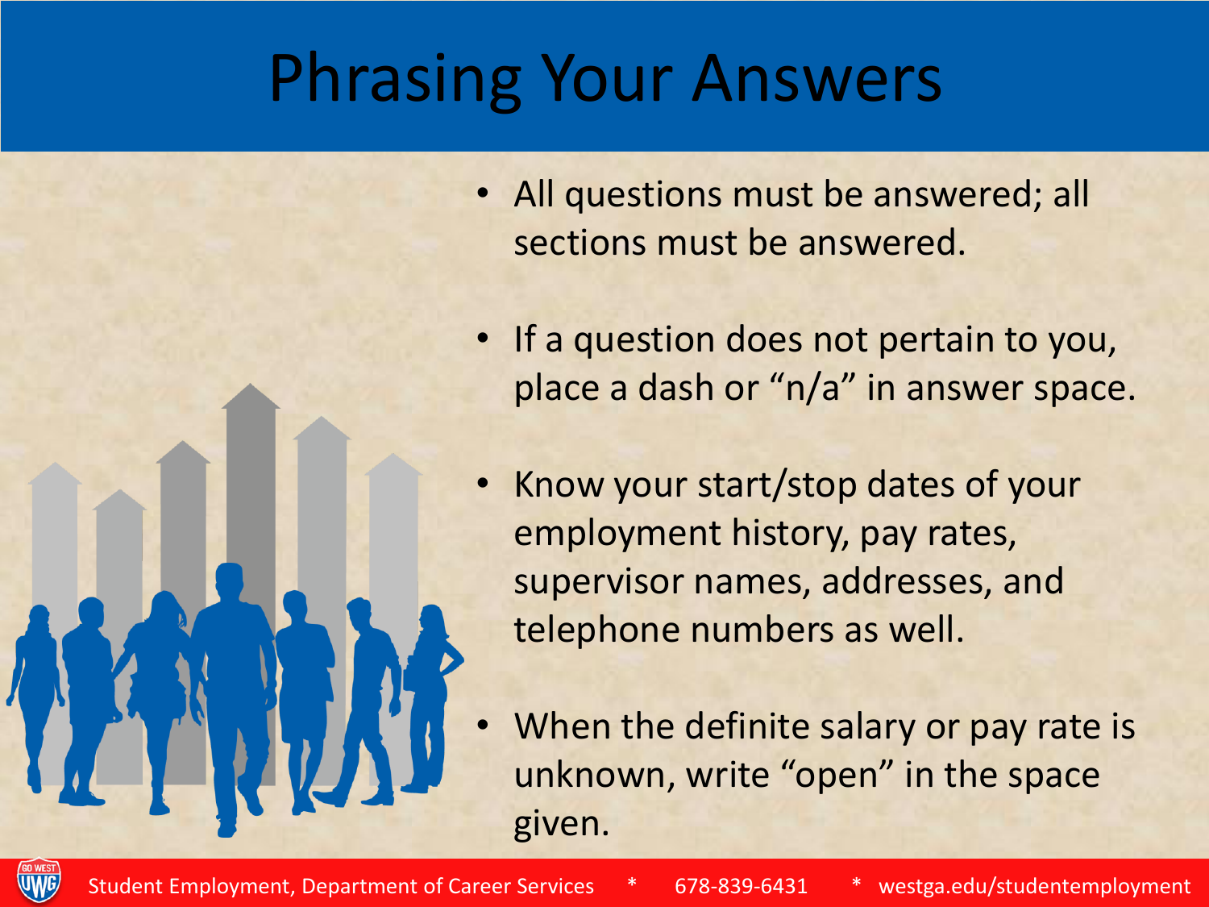# Phrasing Your Answers

- All questions must be answered; all sections must be answered.
- If a question does not pertain to you, place a dash or "n/a" in answer space.
- Know your start/stop dates of your employment history, pay rates, supervisor names, addresses, and telephone numbers as well.
- When the definite salary or pay rate is unknown, write "open" in the space given.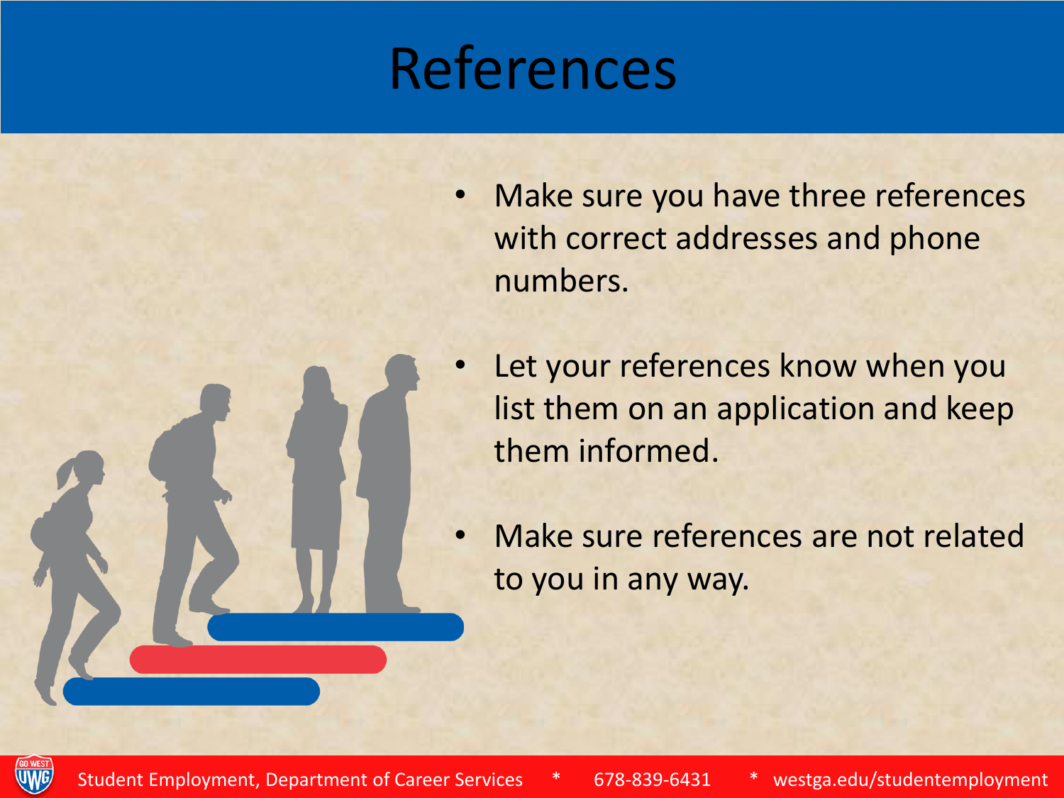# References

- Make sure you have three references with correct addresses and phone numbers.
- Let your references know when you list them on an application and keep them informed.
- Make sure references are not related to you in any way.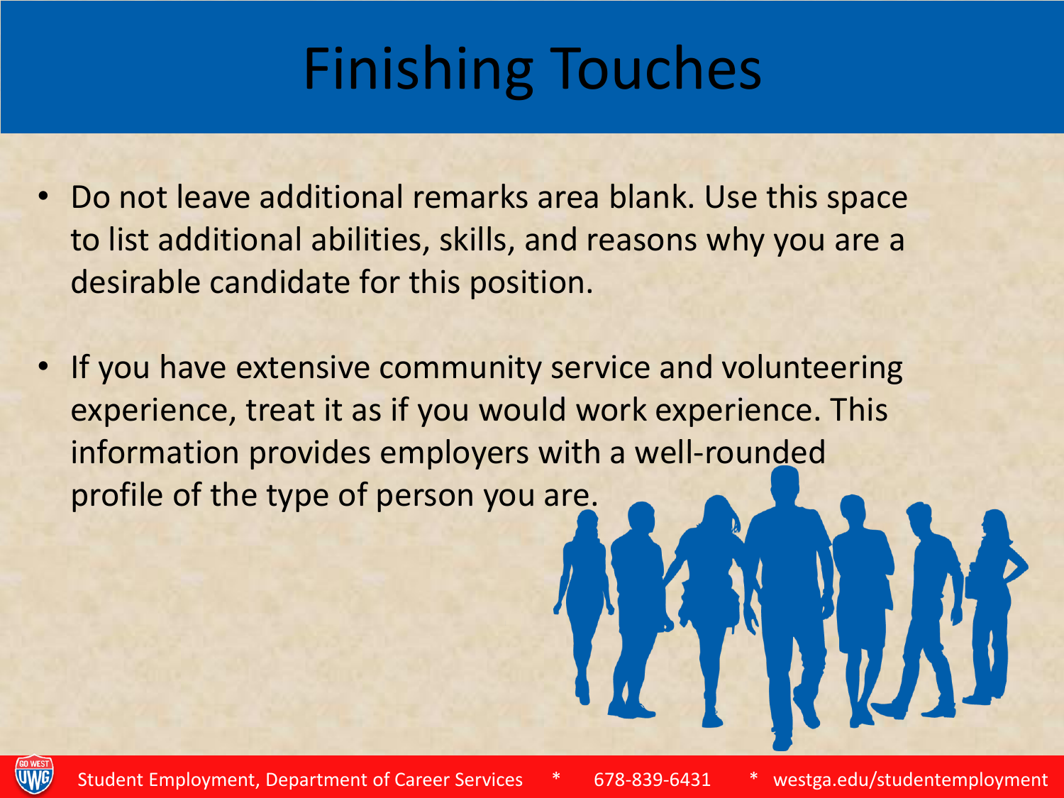# Finishing Touches

- Do not leave additional remarks area blank. Use this space to list additional abilities, skills, and reasons why you are a desirable candidate for this position.

- If you have extensive community service and volunteering experience, treat it as if you would work experience. This information provides employers with a well-rounded profile of the type of person you are.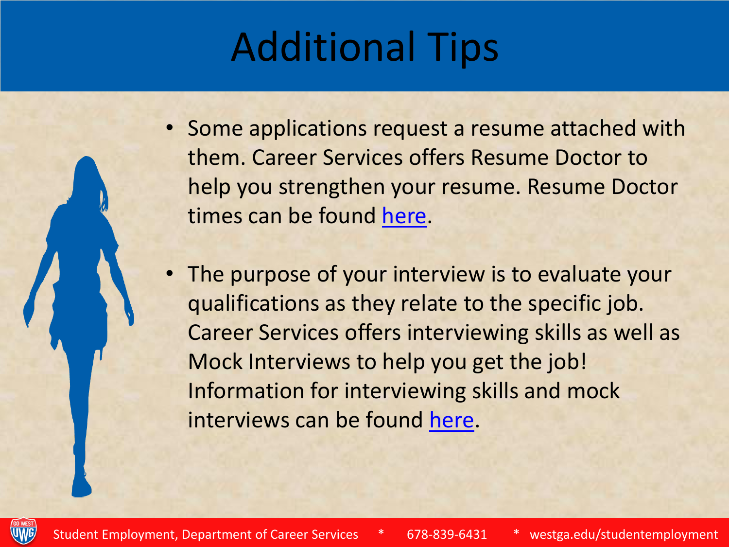# Additional Tips

- Some applications request a resume attached with them. Career Services offers Resume Doctor to help you strengthen your resume. Resume Doctor times can be found here.
- The purpose of your interview is to evaluate your qualifications as they relate to the specific job. Career Services offers interviewing skills as well as Mock Interviews to help you get the job! Information for interviewing skills and mock interviews can be found here.

Student Employment, Department of Career Services * 678-839-6431 * westga.edu/studentemployment